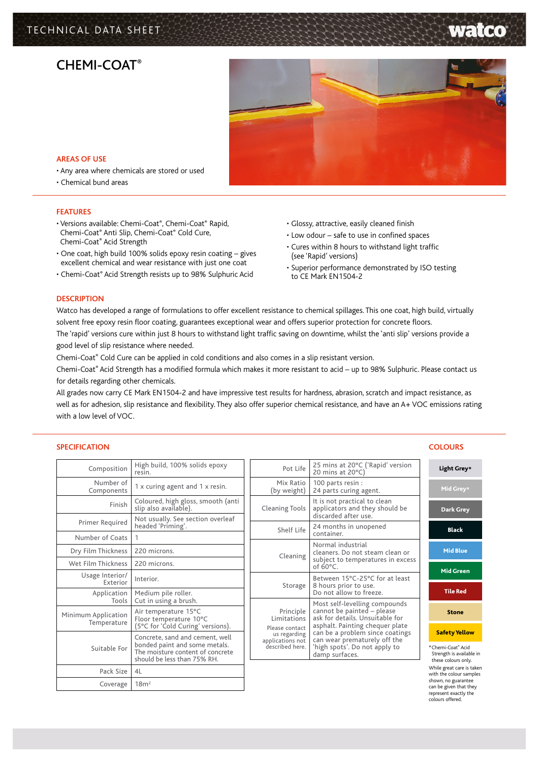# CHEMI-COAT®

## AREAS OF USE

- Any area where chemicals are stored or used
- Chemical bund areas

## FEATURES

- Versions available: Chemi-Coat®, Chemi-Coat® Rapid, Chemi-Coat® Anti Slip, Chemi-Coat® Cold Cure, Chemi-Coat® Acid Strength
- One coat, high build 100% solids epoxy resin coating – gives excellent chemical and wear resistance with just one coat
- Chemi-Coat® Acid Strength resists up to 98% Sulphuric Acid
- Glossy, attractive, easily cleaned finish
- Low odour – safe to use in confined spaces
- Cures within 8 hours to withstand light traffic (see 'Rapid' versions)
- Superior performance demonstrated by ISO testing to CE Mark EN1504-2

## DESCRIPTION

Watco has developed a range of formulations to offer excellent resistance to chemical spillages. This one coat, high build, virtually solvent free epoxy resin floor coating, guarantees exceptional wear and offers superior protection for concrete floors.

The 'rapid' versions cure within just 8 hours to withstand light traffic saving on downtime, whilst the 'anti slip' versions provide a good level of slip resistance where needed.

Chemi-Coat® Cold Cure can be applied in cold conditions and also comes in a slip resistant version.

Chemi-Coat® Acid Strength has a modified formula which makes it more resistant to acid – up to 98% Sulphuric. Please contact us for details regarding other chemicals.

All grades now carry CE Mark EN1504-2 and have impressive test results for hardness, abrasion, scratch and impact resistance, as well as for adhesion, slip resistance and flexibility. They also offer superior chemical resistance, and have an A+ VOC emissions rating with a low level of VOC.

## SPECIFICATION

| | |
|---|---|
| Composition | High build, 100% solids epoxy resin. |
| Number of Components | 1 x curing agent and 1 x resin. |
| Finish | Coloured, high gloss, smooth (anti slip also available). |
| Primer Required | Not usually. See section overleaf headed 'Priming'. |
| Number of Coats | 1 |
| Dry Film Thickness | 220 microns. |
| Wet Film Thickness | 220 microns. |
| Usage Interior/Exterior | Interior. |
| Application Tools | Medium pile roller. Cut in using a brush. |
| Minimum Application Temperature | Air temperature 15°C<br>Floor temperature 10°C<br>(5°C for 'Cold Curing' versions). |
| Suitable For | Concrete, sand and cement, well bonded paint and some metals. The moisture content of concrete should be less than 75% RH. |
| Pack Size | 4L |
| Coverage | 18m² |

| | |
|---|---|
| Pot Life | 25 mins at 20°C ('Rapid' version 20 mins at 20°C) |
| Mix Ratio (by weight) | 100 parts resin :<br>24 parts curing agent. |
| Cleaning Tools | It is not practical to clean applicators and they should be discarded after use. |
| Shelf Life | 24 months in unopened container. |
| Cleaning | Normal industrial cleaners. Do not steam clean or subject to temperatures in excess of 60°C. |
| Storage | Between 15°C-25°C for at least 8 hours prior to use.<br>Do not allow to freeze. |
| Principle Limitations<br>Please contact us regarding applications not described here. | Most self-levelling compounds cannot be painted – please ask for details. Unsuitable for asphalt. Painting chequer plate can be a problem since coatings can wear prematurely off the 'high spots'. Do not apply to damp surfaces. |

## COLOURS

- Light Grey*
- Mid Grey*
- Dark Grey
- Black
- Mid Blue
- Mid Green
- Tile Red
- Stone
- Safety Yellow

*Chemi-Coat® Acid Strength is available in these colours only.

While great care is taken with the colour samples shown, no guarantee can be given that they represent exactly the colours offered.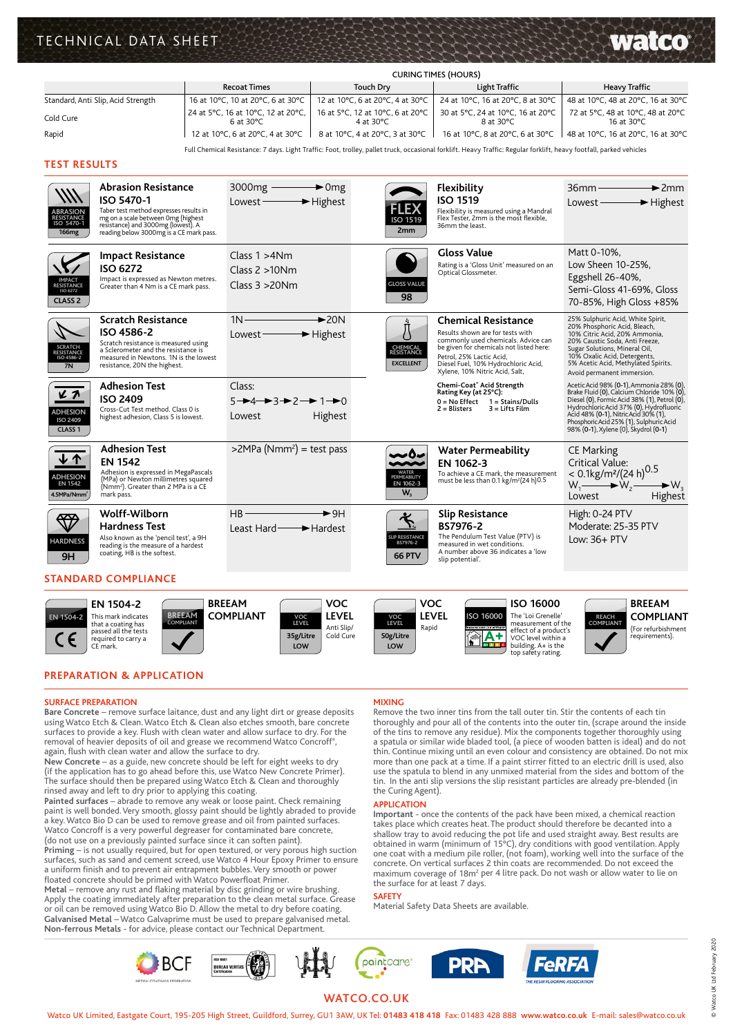# TECHNICAL DATA SHEET

**watco**

| | CURING TIMES (HOURS) | | | |
|---|---|---|---|---|
| | Recoat Times | Touch Dry | Light Traffic | Heavy Traffic |
| Standard, Anti Slip, Acid Strength | 16 at 10°C, 10 at 20°C, 6 at 30°C | 12 at 10°C, 6 at 20°C, 4 at 30°C | 24 at 10°C, 16 at 20°C, 8 at 30°C | 48 at 10°C, 48 at 20°C, 16 at 30°C |
| Cold Cure | 24 at 5°C, 16 at 10°C, 12 at 20°C, 6 at 30°C | 16 at 5°C, 12 at 10°C, 6 at 20°C 4 at 30°C | 30 at 5°C, 24 at 10°C, 16 at 20°C 8 at 30°C | 72 at 5°C, 48 at 10°C, 48 at 20°C 16 at 30°C |
| Rapid | 12 at 10°C, 6 at 20°C, 4 at 30°C | 8 at 10°C, 4 at 20°C, 3 at 30°C | 16 at 10°C, 8 at 20°C, 6 at 30°C | 48 at 10°C, 16 at 20°C, 16 at 30°C |

Full Chemical Resistance: 7 days. Light Traffic: Foot, trolley, pallet truck, occasional forklift. Heavy Traffic: Regular forklift, heavy footfall, parked vehicles

## TEST RESULTS

| Test | Result | Scale |
|---|---|---|
| ABRASION RESISTANCE ISO 5470-1: 166mg | **Abrasion Resistance ISO 5470-1** Taber test method expresses results in mg on a scale between 0mg (highest resistance) and 3000mg (lowest). A reading below 3000mg is a CE mark pass. | 3000mg → 0mg; Lowest → Highest |
| IMPACT RESISTANCE ISO 6272: CLASS 2 | **Impact Resistance ISO 6272** Impact is expressed as Newton metres. Greater than 4 Nm is a CE mark pass. | Class 1 >4Nm; Class 2 >10Nm; Class 3 >20Nm |
| SCRATCH RESISTANCE ISO 4586-2: 7N | **Scratch Resistance ISO 4586-2** Scratch resistance is measured using a Sclerometer and the resistance is measured in Newtons. 1N is the lowest resistance, 20N the highest. | 1N → 20N; Lowest → Highest |
| ADHESION ISO 2409: CLASS 1 | **Adhesion Test ISO 2409** Cross-Cut Test method. Class 0 is highest adhesion, Class 5 is lowest. | Class: 5 → 4 → 3 → 2 → 1 → 0; Lowest → Highest |
| ADHESION EN 1542: 4.5MPa/Nmm² | **Adhesion Test EN 1542** Adhesion is expressed in MegaPascals (MPa) or Newton millimetres squared (Nmm²). Greater than 2 MPa is a CE mark pass. | >2MPa (Nmm²) = test pass |
| HARDNESS: 9H | **Wolff-Wilborn Hardness Test** Also known as the 'pencil test', a 9H reading is the measure of a hardest coating, HB is the softest. | HB → 9H; Least Hard → Hardest |
| FLEX ISO 1519: 2mm | **Flexibility ISO 1519** Flexibility is measured using a Mandral Flex Tester, 2mm is the most flexible, 36mm the least. | 36mm → 2mm; Lowest → Highest |
| GLOSS VALUE: 98 | **Gloss Value** Rating is a 'Gloss Unit' measured on an Optical Glossmeter. | Matt 0-10%, Low Sheen 10-25%, Eggshell 26-40%, Semi-Gloss 41-69%, Gloss 70-85%, High Gloss +85% |
| CHEMICAL RESISTANCE: EXCELLENT | **Chemical Resistance** Results shown are for tests with commonly used chemicals. Advice can be given for chemicals not listed here: Petrol, 25% Lactic Acid, Diesel Fuel, 10% Hydrochloric Acid, Xylene, 10% Nitric Acid, Salt, | 25% Sulphuric Acid, White Spirit, 20% Phosphoric Acid, Bleach, 10% Citric Acid, 20% Ammonia, 20% Caustic Soda, Anti Freeze, Sugar Solutions, Mineral Oil, 10% Oxalic Acid, Detergents, 5% Acetic Acid, Methylated Spirits. Avoid permanent immersion. |
| | **Chemi-Coat® Acid Strength Rating Key (at 25°C):** 0 = No Effect 1 = Stains/Dulls 2 = Blisters 3 = Lifts Film | Acetic Acid 98% **(0-1)**, Ammonia 28% **(0)**, Brake Fluid **(0)**, Calcium Chloride 10% **(0)**, Diesel **(0)**, Formic Acid 38% **(1)**, Petrol **(0)**, Hydrochloric Acid 37% **(0)**, Hydrofluoric Acid 48% **(0-1)**, Nitric Acid 30% **(1)**, Phosphoric Acid 25% **(1)**, Sulphuric Acid 98% **(0-1)**, Xylene **(0)**, Skydrol **(0-1)** |
| WATER PERMEABILITY EN 1062-3: $W_3$ | **Water Permeability EN 1062-3** To achieve a CE mark, the measurement must be less than 0.1 kg/m²(24 h)0.5 | CE Marking; Critical Value: < 0.1kg/m²/(24 h)$^{0.5}$; $W_1$ → $W_2$ → $W_3$; Lowest → Highest |
| SLIP RESISTANCE BS7976-2: 66 PTV | **Slip Resistance BS7976-2** The Pendulum Test Value (PTV) is measured in wet conditions. A number above 36 indicates a 'low slip potential'. | High: 0-24 PTV; Moderate: 25-35 PTV; Low: 36+ PTV |

## STANDARD COMPLIANCE

- **EN 1504-2** (CE) – This mark indicates that a coating has passed all the tests required to carry a CE mark.
- **BREEAM COMPLIANT**
- **VOC LEVEL** 35g/Litre LOW – Anti Slip/ Cold Cure
- **VOC LEVEL** 50g/Litre LOW – Rapid
- **ISO 16000** (A+) – The 'Loi Grenelle' measurement of the effect of a product's VOC level within a building. A+ is the top safety rating.
- **BREEAM COMPLIANT** (REACH COMPLIANT) – (For refurbishment requirements).

## PREPARATION & APPLICATION

### SURFACE PREPARATION

**Bare Concrete** – remove surface laitance, dust and any light dirt or grease deposits using Watco Etch & Clean. Watco Etch & Clean also etches smooth, bare concrete surfaces to provide a key. Flush with clean water and allow surface to dry. For the removal of heavier deposits of oil and grease we recommend Watco Concroff®, again, flush with clean water and allow the surface to dry.

**New Concrete** – as a guide, new concrete should be left for eight weeks to dry (if the application has to go ahead before this, use Watco New Concrete Primer). The surface should then be prepared using Watco Etch & Clean and thoroughly rinsed away and left to dry prior to applying this coating.

**Painted surfaces** – abrade to remove any weak or loose paint. Check remaining paint is well bonded. Very smooth, glossy paint should be lightly abraded to provide a key. Watco Bio D can be used to remove grease and oil from painted surfaces. Watco Concroff is a very powerful degreaser for contaminated bare concrete, (do not use on a previously painted surface since it can soften paint).

**Priming** – is not usually required, but for open textured, or very porous high suction surfaces, such as sand and cement screed, use Watco 4 Hour Epoxy Primer to ensure a uniform finish and to prevent air entrapment bubbles. Very smooth or power floated concrete should be primed with Watco Powerfloat Primer.

**Metal** – remove any rust and flaking material by disc grinding or wire brushing. Apply the coating immediately after preparation to the clean metal surface. Grease or oil can be removed using Watco Bio D. Allow the metal to dry before coating.

**Galvanised Metal** – Watco Galvaprime must be used to prepare galvanised metal.

**Non-ferrous Metals** - for advice, please contact our Technical Department.

### MIXING

Remove the two inner tins from the tall outer tin. Stir the contents of each tin thoroughly and pour all of the contents into the outer tin, (scrape around the inside of the tins to remove any residue). Mix the components together thoroughly using a spatula or similar wide bladed tool, (a piece of wooden batten is ideal) and do not thin. Continue mixing until an even colour and consistency are obtained. Do not mix more than one pack at a time. If a paint stirrer fitted to an electric drill is used, also use the spatula to blend in any unmixed material from the sides and bottom of the tin. In the anti slip versions the slip resistant particles are already pre-blended (in the Curing Agent).

### APPLICATION

**Important** - once the contents of the pack have been mixed, a chemical reaction takes place which creates heat. The product should therefore be decanted into a shallow tray to avoid reducing the pot life and used straight away. Best results are obtained in warm (minimum of 15°C), dry conditions with good ventilation. Apply one coat with a medium pile roller, (not foam), working well into the surface of the concrete. On vertical surfaces 2 thin coats are recommended. Do not exceed the maximum coverage of 18m² per 4 litre pack. Do not wash or allow water to lie on the surface for at least 7 days.

### SAFETY

Material Safety Data Sheets are available.

BCF · BUREAU VERITAS Certification · paintcare · PRA · FeRFA THE RESIN FLOORING ASSOCIATION

**WATCO.CO.UK**

Watco UK Limited, Eastgate Court, 195-205 High Street, Guildford, Surrey, GU1 3AW, UK Tel: **01483 418 418** Fax: 01483 428 888 **www.watco.co.uk** E-mail: sales@watco.co.uk

© Watco UK Ltd February 2020